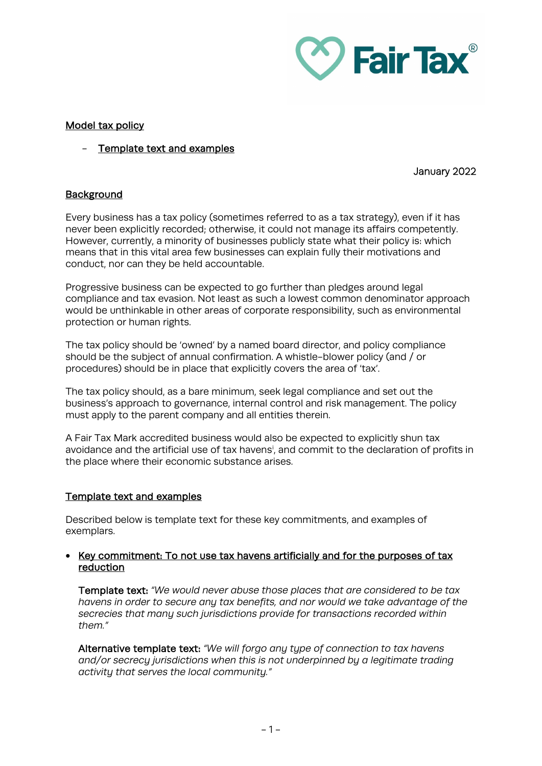Fair Tax®

## Model tax policy

- Template text and examples

January 2022

### Background

Every business has a tax policy (sometimes referred to as a tax strategy), even if it has never been explicitly recorded; otherwise, it could not manage its affairs competently. However, currently, a minority of businesses publicly state what their policy is: which means that in this vital area few businesses can explain fully their motivations and conduct, nor can they be held accountable.

Progressive business can be expected to go further than pledges around legal compliance and tax evasion. Not least as such a lowest common denominator approach would be unthinkable in other areas of corporate responsibility, such as environmental protection or human rights.

The tax policy should be 'owned' by a named board director, and policy compliance should be the subject of annual confirmation. A whistle-blower policy (and / or procedures) should be in place that explicitly covers the area of 'tax'.

The tax policy should, as a bare minimum, seek legal compliance and set out the business's approach to governance, internal control and risk management. The policy must apply to the parent company and all entities therein.

A Fair Tax Mark accredited business would also be expected to explicitly shun tax avoidance and the artificial use of tax havens[i], and commit to the declaration of profits in the place where their economic substance arises.

### Template text and examples

Described below is template text for these key commitments, and examples of exemplars.

- Key commitment: To not use tax havens artificially and for the purposes of tax reduction

  **Template text:** *"We would never abuse those places that are considered to be tax havens in order to secure any tax benefits, and nor would we take advantage of the secrecies that many such jurisdictions provide for transactions recorded within them."*

  **Alternative template text:** *"We will forgo any type of connection to tax havens and/or secrecy jurisdictions when this is not underpinned by a legitimate trading activity that serves the local community."*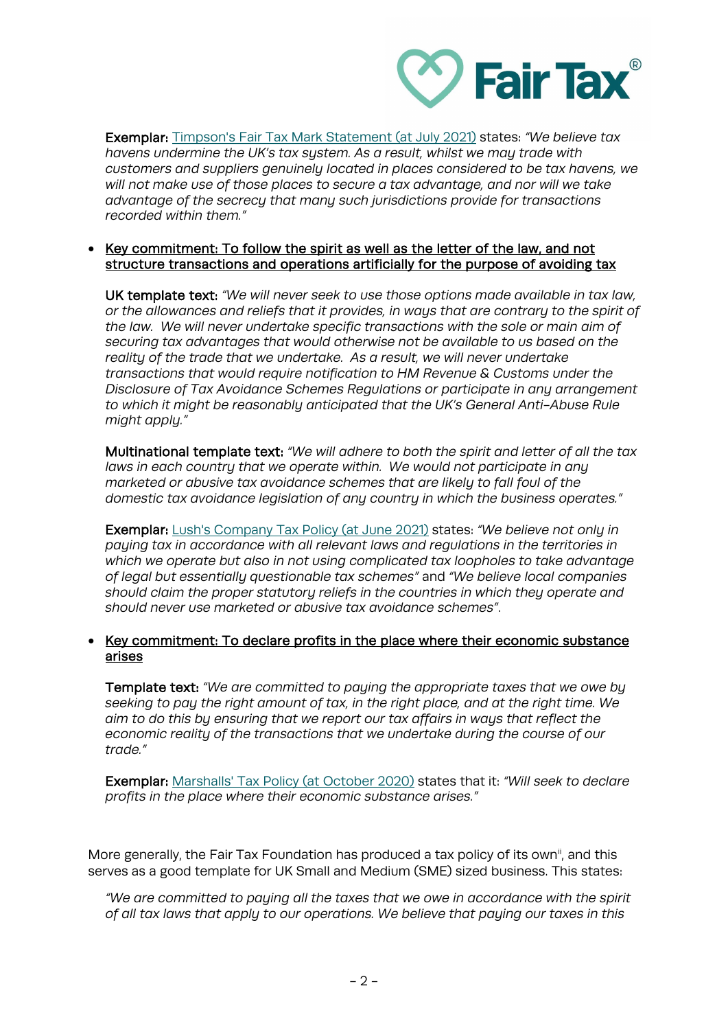**Exemplar:** [Timpson's Fair Tax Mark Statement (at July 2021)]() states: *"We believe tax havens undermine the UK's tax system. As a result, whilst we may trade with customers and suppliers genuinely located in places considered to be tax havens, we will not make use of those places to secure a tax advantage, and nor will we take advantage of the secrecy that many such jurisdictions provide for transactions recorded within them."*

- <u>Key commitment: To follow the spirit as well as the letter of the law, and not structure transactions and operations artificially for the purpose of avoiding tax</u>

  **UK template text:** *"We will never seek to use those options made available in tax law, or the allowances and reliefs that it provides, in ways that are contrary to the spirit of the law. We will never undertake specific transactions with the sole or main aim of securing tax advantages that would otherwise not be available to us based on the reality of the trade that we undertake. As a result, we will never undertake transactions that would require notification to HM Revenue & Customs under the Disclosure of Tax Avoidance Schemes Regulations or participate in any arrangement to which it might be reasonably anticipated that the UK's General Anti-Abuse Rule might apply."*

  **Multinational template text:** *"We will adhere to both the spirit and letter of all the tax laws in each country that we operate within. We would not participate in any marketed or abusive tax avoidance schemes that are likely to fall foul of the domestic tax avoidance legislation of any country in which the business operates."*

  **Exemplar:** [Lush's Company Tax Policy (at June 2021)]() states: *"We believe not only in paying tax in accordance with all relevant laws and regulations in the territories in which we operate but also in not using complicated tax loopholes to take advantage of legal but essentially questionable tax schemes"* and *"We believe local companies should claim the proper statutory reliefs in the countries in which they operate and should never use marketed or abusive tax avoidance schemes"*.

- <u>Key commitment: To declare profits in the place where their economic substance arises</u>

  **Template text:** *"We are committed to paying the appropriate taxes that we owe by seeking to pay the right amount of tax, in the right place, and at the right time. We aim to do this by ensuring that we report our tax affairs in ways that reflect the economic reality of the transactions that we undertake during the course of our trade."*

  **Exemplar:** [Marshalls' Tax Policy (at October 2020)]() states that it: *"Will seek to declare profits in the place where their economic substance arises."*

More generally, the Fair Tax Foundation has produced a tax policy of its own[ii], and this serves as a good template for UK Small and Medium (SME) sized business. This states:

> *"We are committed to paying all the taxes that we owe in accordance with the spirit of all tax laws that apply to our operations. We believe that paying our taxes in this*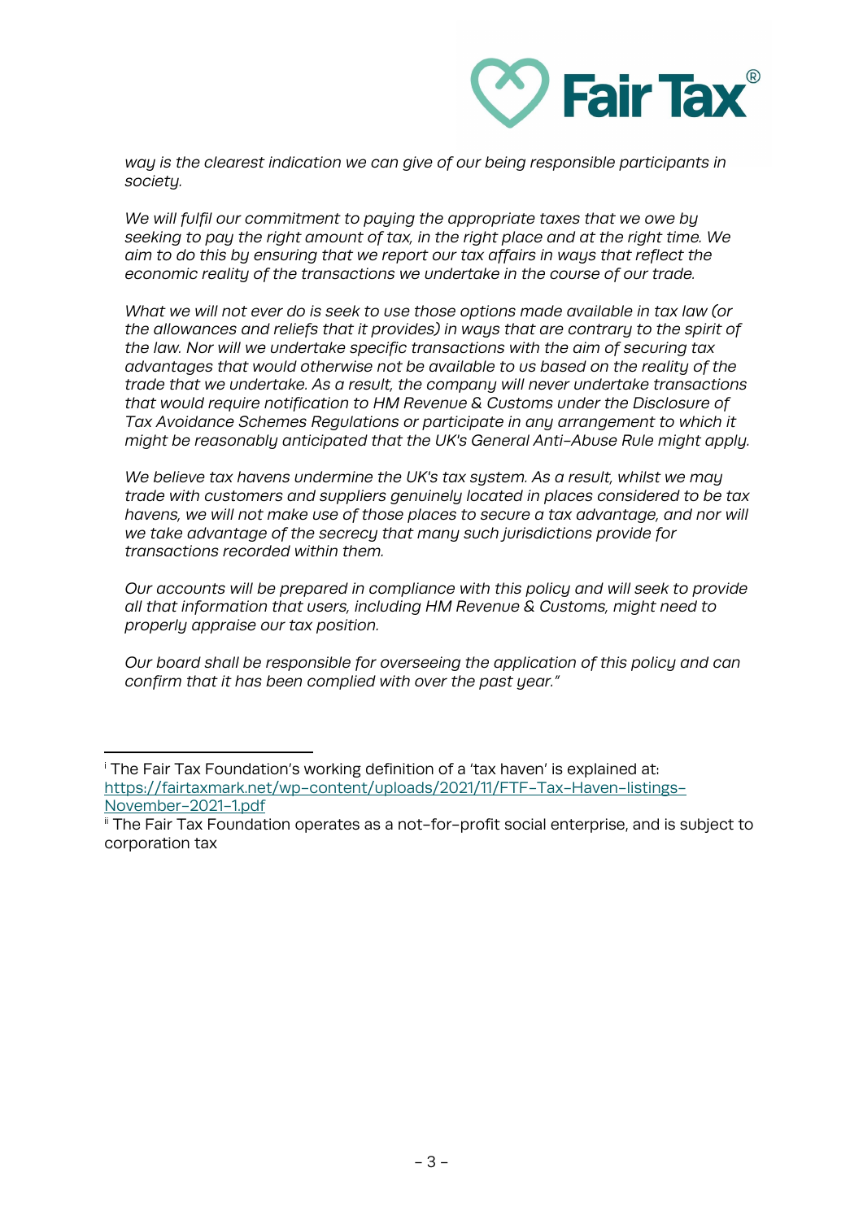*way is the clearest indication we can give of our being responsible participants in society.*

*We will fulfil our commitment to paying the appropriate taxes that we owe by seeking to pay the right amount of tax, in the right place and at the right time. We aim to do this by ensuring that we report our tax affairs in ways that reflect the economic reality of the transactions we undertake in the course of our trade.*

*What we will not ever do is seek to use those options made available in tax law (or the allowances and reliefs that it provides) in ways that are contrary to the spirit of the law. Nor will we undertake specific transactions with the aim of securing tax advantages that would otherwise not be available to us based on the reality of the trade that we undertake. As a result, the company will never undertake transactions that would require notification to HM Revenue & Customs under the Disclosure of Tax Avoidance Schemes Regulations or participate in any arrangement to which it might be reasonably anticipated that the UK's General Anti-Abuse Rule might apply.*

*We believe tax havens undermine the UK's tax system. As a result, whilst we may trade with customers and suppliers genuinely located in places considered to be tax havens, we will not make use of those places to secure a tax advantage, and nor will we take advantage of the secrecy that many such jurisdictions provide for transactions recorded within them.*

*Our accounts will be prepared in compliance with this policy and will seek to provide all that information that users, including HM Revenue & Customs, might need to properly appraise our tax position.*

*Our board shall be responsible for overseeing the application of this policy and can confirm that it has been complied with over the past year."*

---

[i] The Fair Tax Foundation's working definition of a 'tax haven' is explained at: https://fairtaxmark.net/wp-content/uploads/2021/11/FTF-Tax-Haven-listings-November-2021-1.pdf

[ii] The Fair Tax Foundation operates as a not-for-profit social enterprise, and is subject to corporation tax